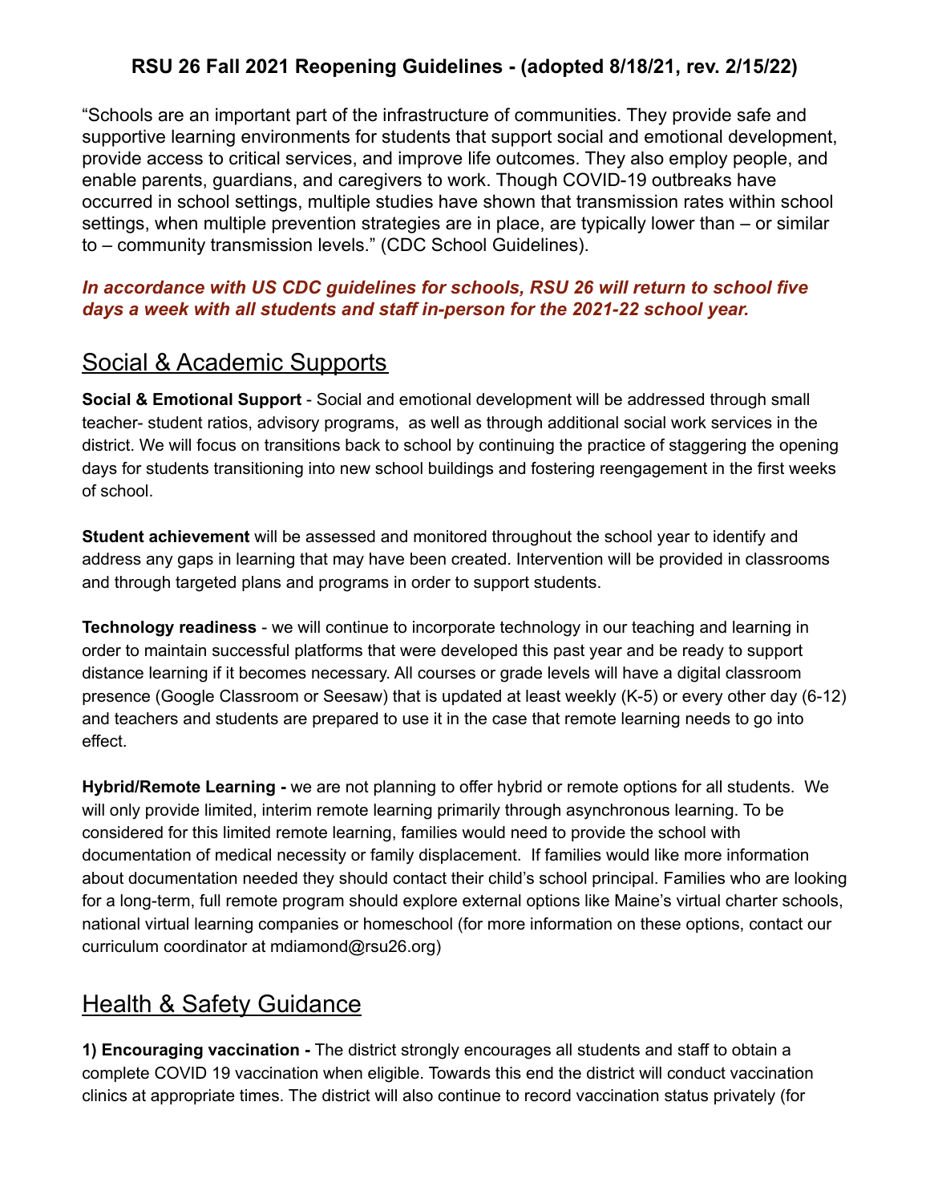**RSU 26 Fall 2021 Reopening Guidelines - (adopted 8/18/21, rev. 2/15/22)**

"Schools are an important part of the infrastructure of communities. They provide safe and supportive learning environments for students that support social and emotional development, provide access to critical services, and improve life outcomes. They also employ people, and enable parents, guardians, and caregivers to work. Though COVID-19 outbreaks have occurred in school settings, multiple studies have shown that transmission rates within school settings, when multiple prevention strategies are in place, are typically lower than – or similar to – community transmission levels." (CDC School Guidelines).

***In accordance with US CDC guidelines for schools, RSU 26 will return to school five days a week with all students and staff in-person for the 2021-22 school year.***

## Social & Academic Supports

**Social & Emotional Support** - Social and emotional development will be addressed through small teacher- student ratios, advisory programs, as well as through additional social work services in the district. We will focus on transitions back to school by continuing the practice of staggering the opening days for students transitioning into new school buildings and fostering reengagement in the first weeks of school.

**Student achievement** will be assessed and monitored throughout the school year to identify and address any gaps in learning that may have been created. Intervention will be provided in classrooms and through targeted plans and programs in order to support students.

**Technology readiness** - we will continue to incorporate technology in our teaching and learning in order to maintain successful platforms that were developed this past year and be ready to support distance learning if it becomes necessary. All courses or grade levels will have a digital classroom presence (Google Classroom or Seesaw) that is updated at least weekly (K-5) or every other day (6-12) and teachers and students are prepared to use it in the case that remote learning needs to go into effect.

**Hybrid/Remote Learning -** we are not planning to offer hybrid or remote options for all students. We will only provide limited, interim remote learning primarily through asynchronous learning. To be considered for this limited remote learning, families would need to provide the school with documentation of medical necessity or family displacement. If families would like more information about documentation needed they should contact their child's school principal. Families who are looking for a long-term, full remote program should explore external options like Maine's virtual charter schools, national virtual learning companies or homeschool (for more information on these options, contact our curriculum coordinator at mdiamond@rsu26.org)

## Health & Safety Guidance

**1) Encouraging vaccination -** The district strongly encourages all students and staff to obtain a complete COVID 19 vaccination when eligible. Towards this end the district will conduct vaccination clinics at appropriate times. The district will also continue to record vaccination status privately (for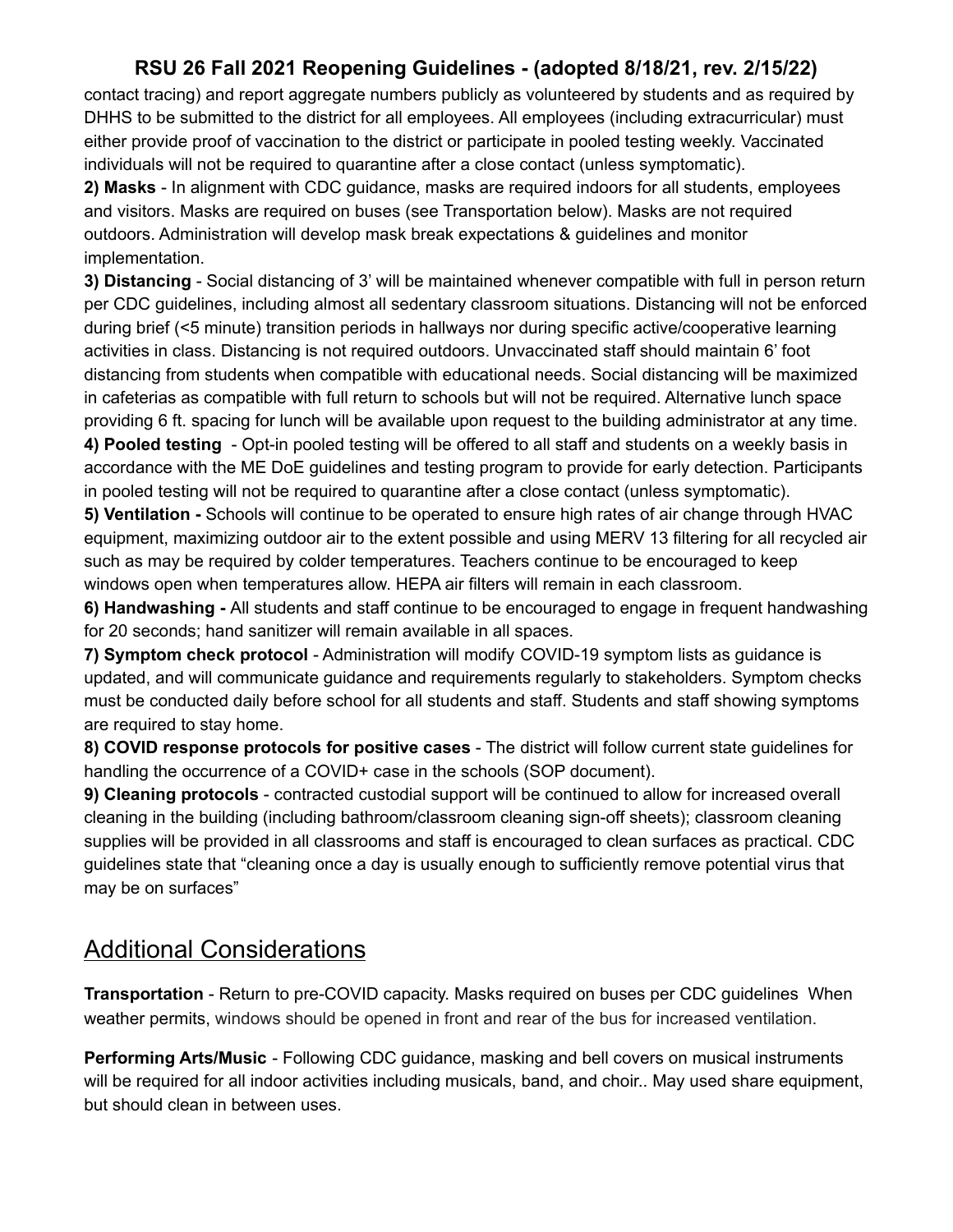contact tracing) and report aggregate numbers publicly as volunteered by students and as required by DHHS to be submitted to the district for all employees. All employees (including extracurricular) must either provide proof of vaccination to the district or participate in pooled testing weekly. Vaccinated individuals will not be required to quarantine after a close contact (unless symptomatic).

**2) Masks** - In alignment with CDC guidance, masks are required indoors for all students, employees and visitors. Masks are required on buses (see Transportation below). Masks are not required outdoors. Administration will develop mask break expectations & guidelines and monitor implementation.

**3) Distancing** - Social distancing of 3' will be maintained whenever compatible with full in person return per CDC guidelines, including almost all sedentary classroom situations. Distancing will not be enforced during brief (<5 minute) transition periods in hallways nor during specific active/cooperative learning activities in class. Distancing is not required outdoors. Unvaccinated staff should maintain 6' foot distancing from students when compatible with educational needs. Social distancing will be maximized in cafeterias as compatible with full return to schools but will not be required. Alternative lunch space providing 6 ft. spacing for lunch will be available upon request to the building administrator at any time.

**4) Pooled testing** - Opt-in pooled testing will be offered to all staff and students on a weekly basis in accordance with the ME DoE guidelines and testing program to provide for early detection. Participants in pooled testing will not be required to quarantine after a close contact (unless symptomatic).

**5) Ventilation -** Schools will continue to be operated to ensure high rates of air change through HVAC equipment, maximizing outdoor air to the extent possible and using MERV 13 filtering for all recycled air such as may be required by colder temperatures. Teachers continue to be encouraged to keep windows open when temperatures allow. HEPA air filters will remain in each classroom.

**6) Handwashing -** All students and staff continue to be encouraged to engage in frequent handwashing for 20 seconds; hand sanitizer will remain available in all spaces.

**7) Symptom check protocol** - Administration will modify COVID-19 symptom lists as guidance is updated, and will communicate guidance and requirements regularly to stakeholders. Symptom checks must be conducted daily before school for all students and staff. Students and staff showing symptoms are required to stay home.

**8) COVID response protocols for positive cases** - The district will follow current state guidelines for handling the occurrence of a COVID+ case in the schools (SOP document).

**9) Cleaning protocols** - contracted custodial support will be continued to allow for increased overall cleaning in the building (including bathroom/classroom cleaning sign-off sheets); classroom cleaning supplies will be provided in all classrooms and staff is encouraged to clean surfaces as practical. CDC guidelines state that "cleaning once a day is usually enough to sufficiently remove potential virus that may be on surfaces"

## Additional Considerations

**Transportation** - Return to pre-COVID capacity. Masks required on buses per CDC guidelines When weather permits, windows should be opened in front and rear of the bus for increased ventilation.

**Performing Arts/Music** - Following CDC guidance, masking and bell covers on musical instruments will be required for all indoor activities including musicals, band, and choir.. May used share equipment, but should clean in between uses.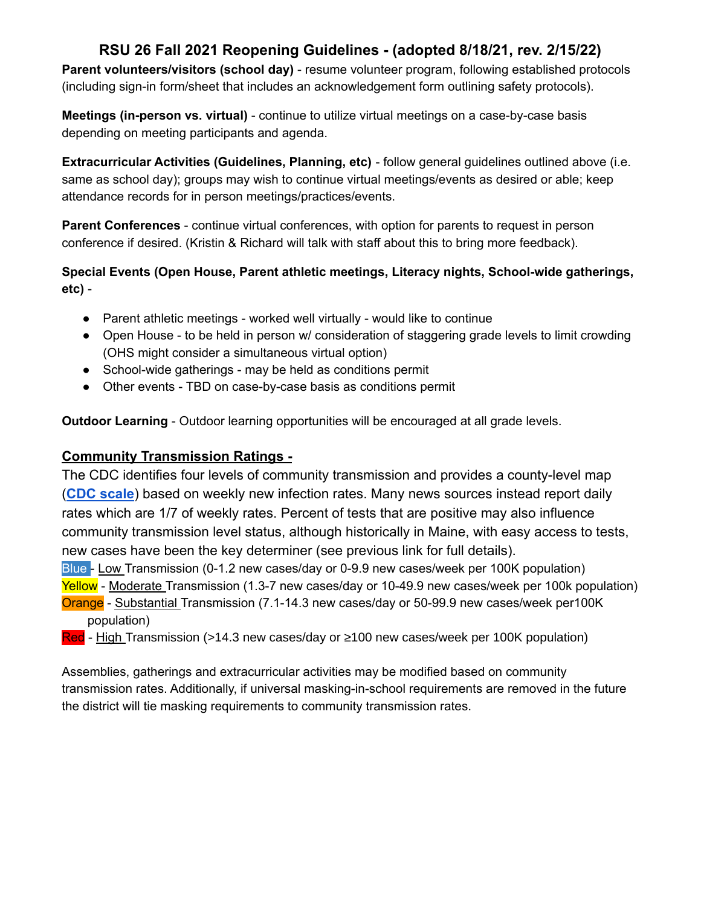## RSU 26 Fall 2021 Reopening Guidelines - (adopted 8/18/21, rev. 2/15/22)

**Parent volunteers/visitors (school day)** - resume volunteer program, following established protocols (including sign-in form/sheet that includes an acknowledgement form outlining safety protocols).

**Meetings (in-person vs. virtual)** - continue to utilize virtual meetings on a case-by-case basis depending on meeting participants and agenda.

**Extracurricular Activities (Guidelines, Planning, etc)** - follow general guidelines outlined above (i.e. same as school day); groups may wish to continue virtual meetings/events as desired or able; keep attendance records for in person meetings/practices/events.

**Parent Conferences** - continue virtual conferences, with option for parents to request in person conference if desired. (Kristin & Richard will talk with staff about this to bring more feedback).

**Special Events (Open House, Parent athletic meetings, Literacy nights, School-wide gatherings, etc)** -

- Parent athletic meetings - worked well virtually - would like to continue
- Open House - to be held in person w/ consideration of staggering grade levels to limit crowding (OHS might consider a simultaneous virtual option)
- School-wide gatherings - may be held as conditions permit
- Other events - TBD on case-by-case basis as conditions permit

**Outdoor Learning** - Outdoor learning opportunities will be encouraged at all grade levels.

### Community Transmission Ratings -

The CDC identifies four levels of community transmission and provides a county-level map (**CDC scale**) based on weekly new infection rates. Many news sources instead report daily rates which are 1/7 of weekly rates. Percent of tests that are positive may also influence community transmission level status, although historically in Maine, with easy access to tests, new cases have been the key determiner (see previous link for full details).

Blue - Low Transmission (0-1.2 new cases/day or 0-9.9 new cases/week per 100K population)
Yellow - Moderate Transmission (1.3-7 new cases/day or 10-49.9 new cases/week per 100k population)
Orange - Substantial Transmission (7.1-14.3 new cases/day or 50-99.9 new cases/week per100K population)
Red - High Transmission (>14.3 new cases/day or ≥100 new cases/week per 100K population)

Assemblies, gatherings and extracurricular activities may be modified based on community transmission rates. Additionally, if universal masking-in-school requirements are removed in the future the district will tie masking requirements to community transmission rates.